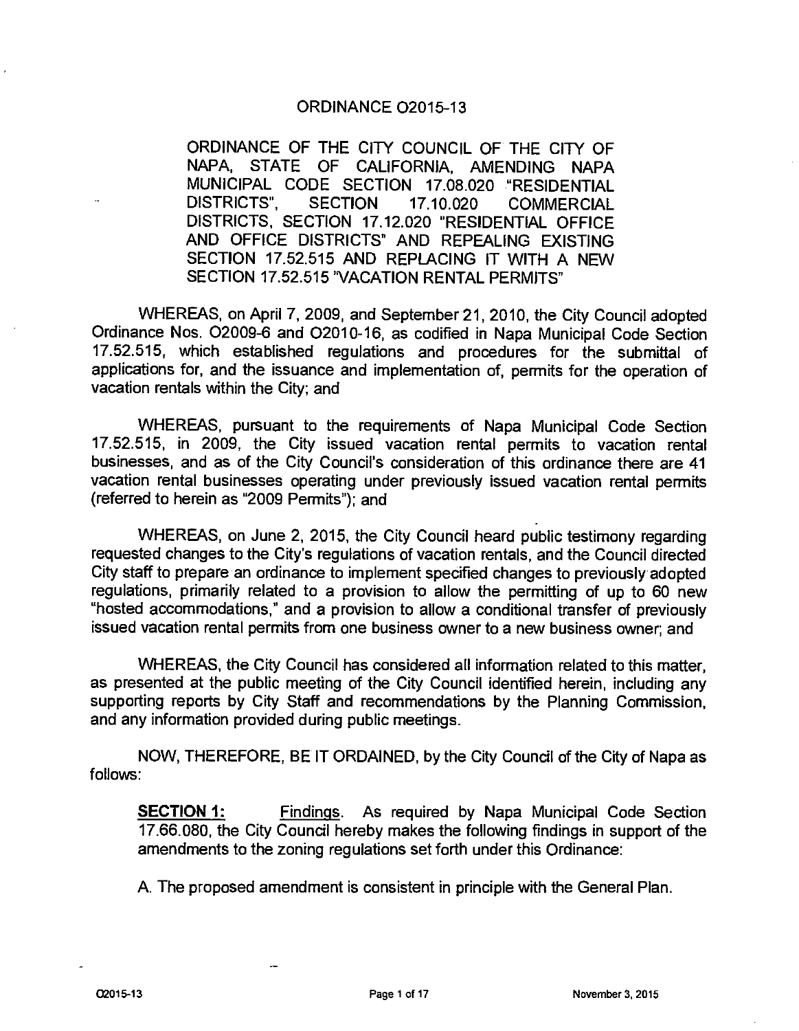# ORDINANCE O2015-13

ORDINANCE OF THE CITY COUNCIL OF THE CITY OF NAPA, STATE OF CALIFORNIA, AMENDING NAPA MUNICIPAL CODE SECTION 17.08.020 "RESIDENTIAL DISTRICTS", SECTION 17.10.020 COMMERCIAL DISTRICTS, SECTION 17.12.020 "RESIDENTIAL OFFICE AND OFFICE DISTRICTS" AND REPEALING EXISTING SECTION 17.52.515 AND REPLACING IT WITH A NEW SECTION 17.52.515 "VACATION RENTAL PERMITS"

WHEREAS, on April 7, 2009, and September 21, 2010, the City Council adopted Ordinance Nos. O2009-6 and O2010-16, as codified in Napa Municipal Code Section 17.52.515, which established regulations and procedures for the submittal of applications for, and the issuance and implementation of, permits for the operation of vacation rentals within the City; and

WHEREAS, pursuant to the requirements of Napa Municipal Code Section 17.52.515, in 2009, the City issued vacation rental permits to vacation rental businesses, and as of the City Council's consideration of this ordinance there are 41 vacation rental businesses operating under previously issued vacation rental permits (referred to herein as "2009 Permits"); and

WHEREAS, on June 2, 2015, the City Council heard public testimony regarding requested changes to the City's regulations of vacation rentals, and the Council directed City staff to prepare an ordinance to implement specified changes to previously adopted regulations, primarily related to a provision to allow the permitting of up to 60 new "hosted accommodations," and a provision to allow a conditional transfer of previously issued vacation rental permits from one business owner to a new business owner; and

WHEREAS, the City Council has considered all information related to this matter, as presented at the public meeting of the City Council identified herein, including any supporting reports by City Staff and recommendations by the Planning Commission, and any information provided during public meetings.

NOW, THEREFORE, BE IT ORDAINED, by the City Council of the City of Napa as follows:

**SECTION 1:** Findings. As required by Napa Municipal Code Section 17.66.080, the City Council hereby makes the following findings in support of the amendments to the zoning regulations set forth under this Ordinance:

A. The proposed amendment is consistent in principle with the General Plan.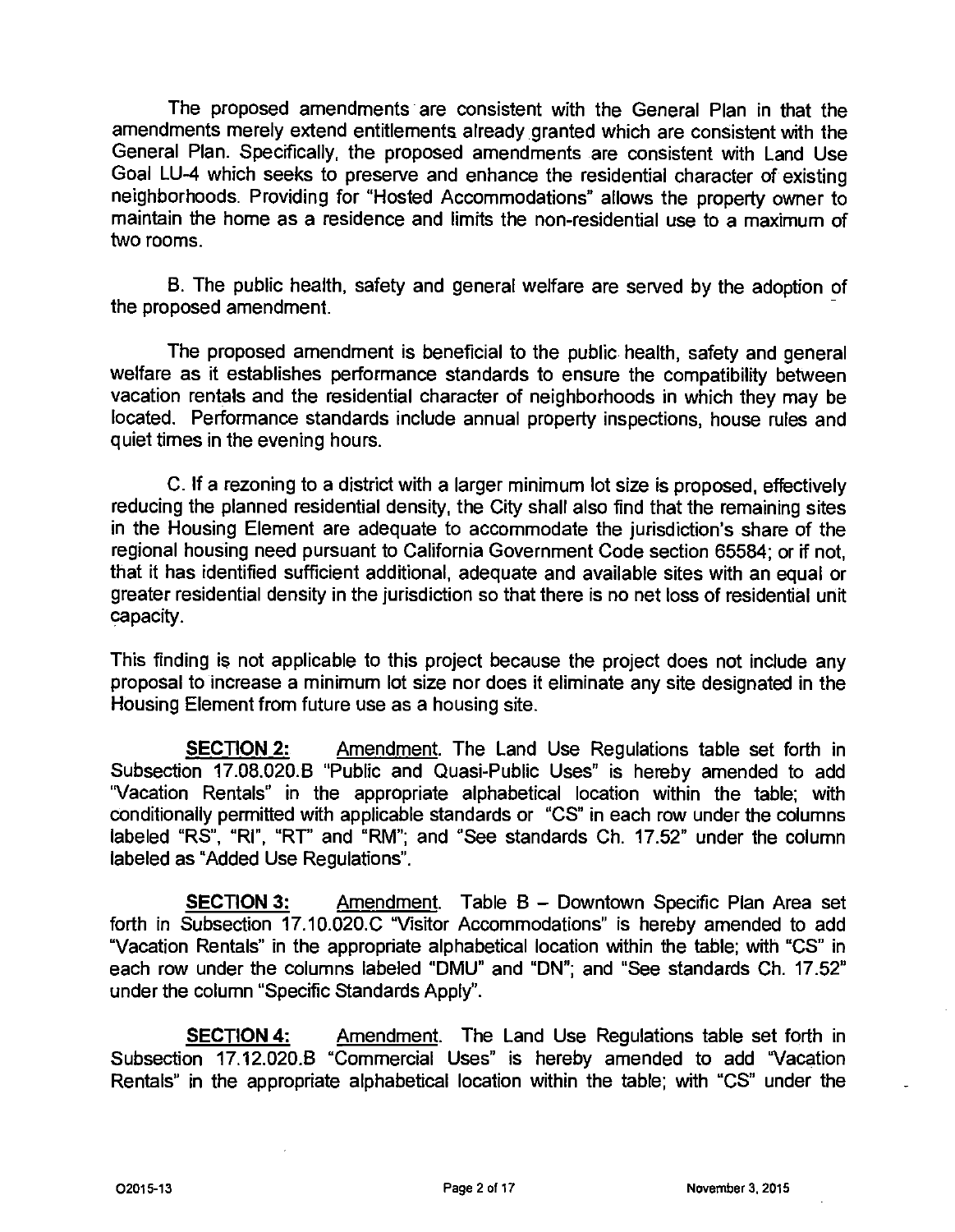The proposed amendments are consistent with the General Plan in that the amendments merely extend entitlements already granted which are consistent with the General Plan. Specifically, the proposed amendments are consistent with Land Use Goal LU-4 which seeks to preserve and enhance the residential character of existing neighborhoods. Providing for "Hosted Accommodations" allows the property owner to maintain the home as a residence and limits the non-residential use to a maximum of two rooms.

B. The public health, safety and general welfare are served by the adoption of the proposed amendment.

The proposed amendment is beneficial to the public health, safety and general welfare as it establishes performance standards to ensure the compatibility between vacation rentals and the residential character of neighborhoods in which they may be located. Performance standards include annual property inspections, house rules and quiet times in the evening hours.

C. If a rezoning to a district with a larger minimum lot size is proposed, effectively reducing the planned residential density, the City shall also find that the remaining sites in the Housing Element are adequate to accommodate the jurisdiction's share of the regional housing need pursuant to California Government Code section 65584; or if not, that it has identified sufficient additional, adequate and available sites with an equal or greater residential density in the jurisdiction so that there is no net loss of residential unit capacity.

This finding is not applicable to this project because the project does not include any proposal to increase a minimum lot size nor does it eliminate any site designated in the Housing Element from future use as a housing site.

**SECTION 2:** Amendment. The Land Use Regulations table set forth in Subsection 17.08.020.B "Public and Quasi-Public Uses" is hereby amended to add "Vacation Rentals" in the appropriate alphabetical location within the table; with conditionally permitted with applicable standards or "CS" in each row under the columns labeled "RS", "RI", "RT" and "RM"; and "See standards Ch. 17.52" under the column labeled as "Added Use Regulations".

**SECTION 3:** Amendment. Table B – Downtown Specific Plan Area set forth in Subsection 17.10.020.C "Visitor Accommodations" is hereby amended to add "Vacation Rentals" in the appropriate alphabetical location within the table; with "CS" in each row under the columns labeled "DMU" and "DN"; and "See standards Ch. 17.52" under the column "Specific Standards Apply".

**SECTION 4:** Amendment. The Land Use Regulations table set forth in Subsection 17.12.020.B "Commercial Uses" is hereby amended to add "Vacation Rentals" in the appropriate alphabetical location within the table; with "CS" under the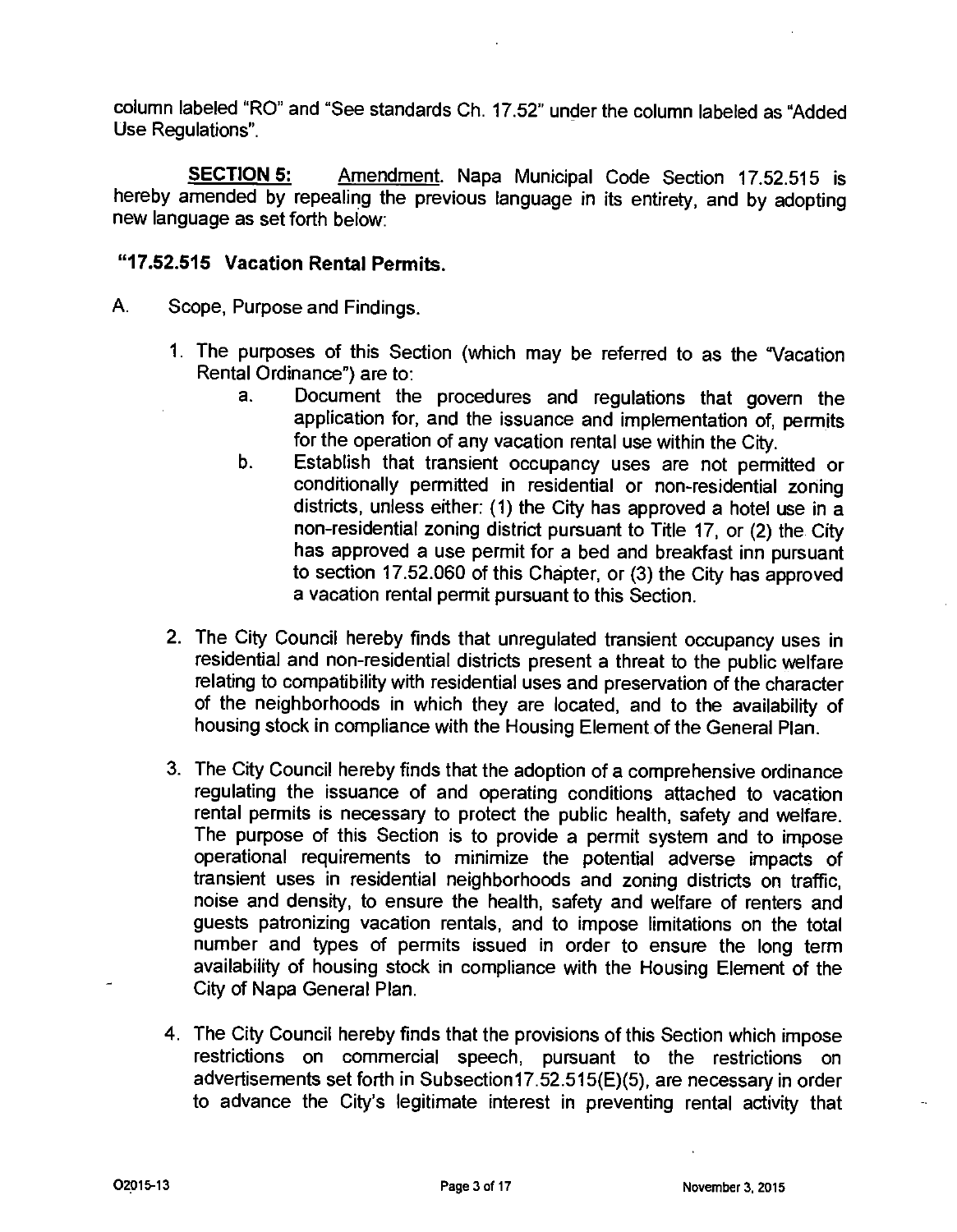column labeled "RO" and "See standards Ch. 17.52" under the column labeled as "Added Use Regulations".

**SECTION 5:** Amendment. Napa Municipal Code Section 17.52.515 is hereby amended by repealing the previous language in its entirety, and by adopting new language as set forth below:

**"17.52.515 Vacation Rental Permits.**

A. Scope, Purpose and Findings.

1. The purposes of this Section (which may be referred to as the "Vacation Rental Ordinance") are to:
   a. Document the procedures and regulations that govern the application for, and the issuance and implementation of, permits for the operation of any vacation rental use within the City.
   b. Establish that transient occupancy uses are not permitted or conditionally permitted in residential or non-residential zoning districts, unless either: (1) the City has approved a hotel use in a non-residential zoning district pursuant to Title 17, or (2) the City has approved a use permit for a bed and breakfast inn pursuant to section 17.52.060 of this Chapter, or (3) the City has approved a vacation rental permit pursuant to this Section.

2. The City Council hereby finds that unregulated transient occupancy uses in residential and non-residential districts present a threat to the public welfare relating to compatibility with residential uses and preservation of the character of the neighborhoods in which they are located, and to the availability of housing stock in compliance with the Housing Element of the General Plan.

3. The City Council hereby finds that the adoption of a comprehensive ordinance regulating the issuance of and operating conditions attached to vacation rental permits is necessary to protect the public health, safety and welfare. The purpose of this Section is to provide a permit system and to impose operational requirements to minimize the potential adverse impacts of transient uses in residential neighborhoods and zoning districts on traffic, noise and density, to ensure the health, safety and welfare of renters and guests patronizing vacation rentals, and to impose limitations on the total number and types of permits issued in order to ensure the long term availability of housing stock in compliance with the Housing Element of the City of Napa General Plan.

4. The City Council hereby finds that the provisions of this Section which impose restrictions on commercial speech, pursuant to the restrictions on advertisements set forth in Subsection17.52.515(E)(5), are necessary in order to advance the City's legitimate interest in preventing rental activity that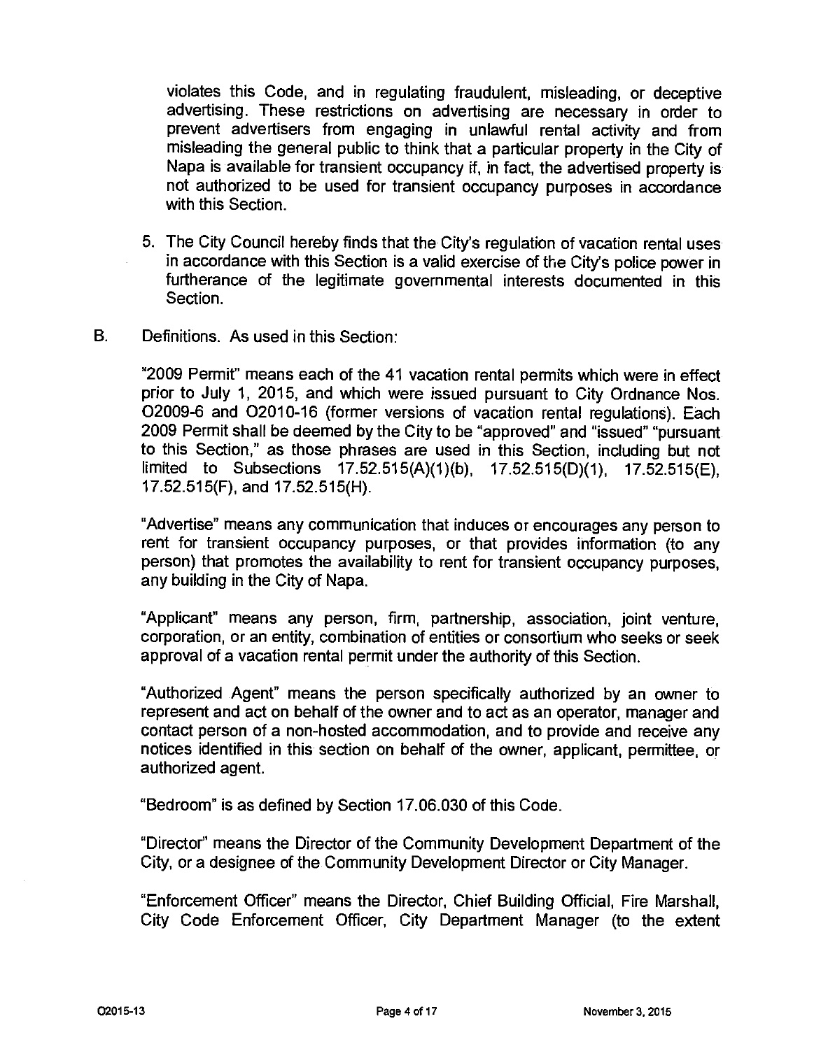violates this Code, and in regulating fraudulent, misleading, or deceptive advertising. These restrictions on advertising are necessary in order to prevent advertisers from engaging in unlawful rental activity and from misleading the general public to think that a particular property in the City of Napa is available for transient occupancy if, in fact, the advertised property is not authorized to be used for transient occupancy purposes in accordance with this Section.

5. The City Council hereby finds that the City's regulation of vacation rental uses in accordance with this Section is a valid exercise of the City's police power in furtherance of the legitimate governmental interests documented in this Section.

B. Definitions. As used in this Section:

"2009 Permit" means each of the 41 vacation rental permits which were in effect prior to July 1, 2015, and which were issued pursuant to City Ordnance Nos. O2009-6 and O2010-16 (former versions of vacation rental regulations). Each 2009 Permit shall be deemed by the City to be "approved" and "issued" "pursuant to this Section," as those phrases are used in this Section, including but not limited to Subsections 17.52.515(A)(1)(b), 17.52.515(D)(1), 17.52.515(E), 17.52.515(F), and 17.52.515(H).

"Advertise" means any communication that induces or encourages any person to rent for transient occupancy purposes, or that provides information (to any person) that promotes the availability to rent for transient occupancy purposes, any building in the City of Napa.

"Applicant" means any person, firm, partnership, association, joint venture, corporation, or an entity, combination of entities or consortium who seeks or seek approval of a vacation rental permit under the authority of this Section.

"Authorized Agent" means the person specifically authorized by an owner to represent and act on behalf of the owner and to act as an operator, manager and contact person of a non-hosted accommodation, and to provide and receive any notices identified in this section on behalf of the owner, applicant, permittee, or authorized agent.

"Bedroom" is as defined by Section 17.06.030 of this Code.

"Director" means the Director of the Community Development Department of the City, or a designee of the Community Development Director or City Manager.

"Enforcement Officer" means the Director, Chief Building Official, Fire Marshall, City Code Enforcement Officer, City Department Manager (to the extent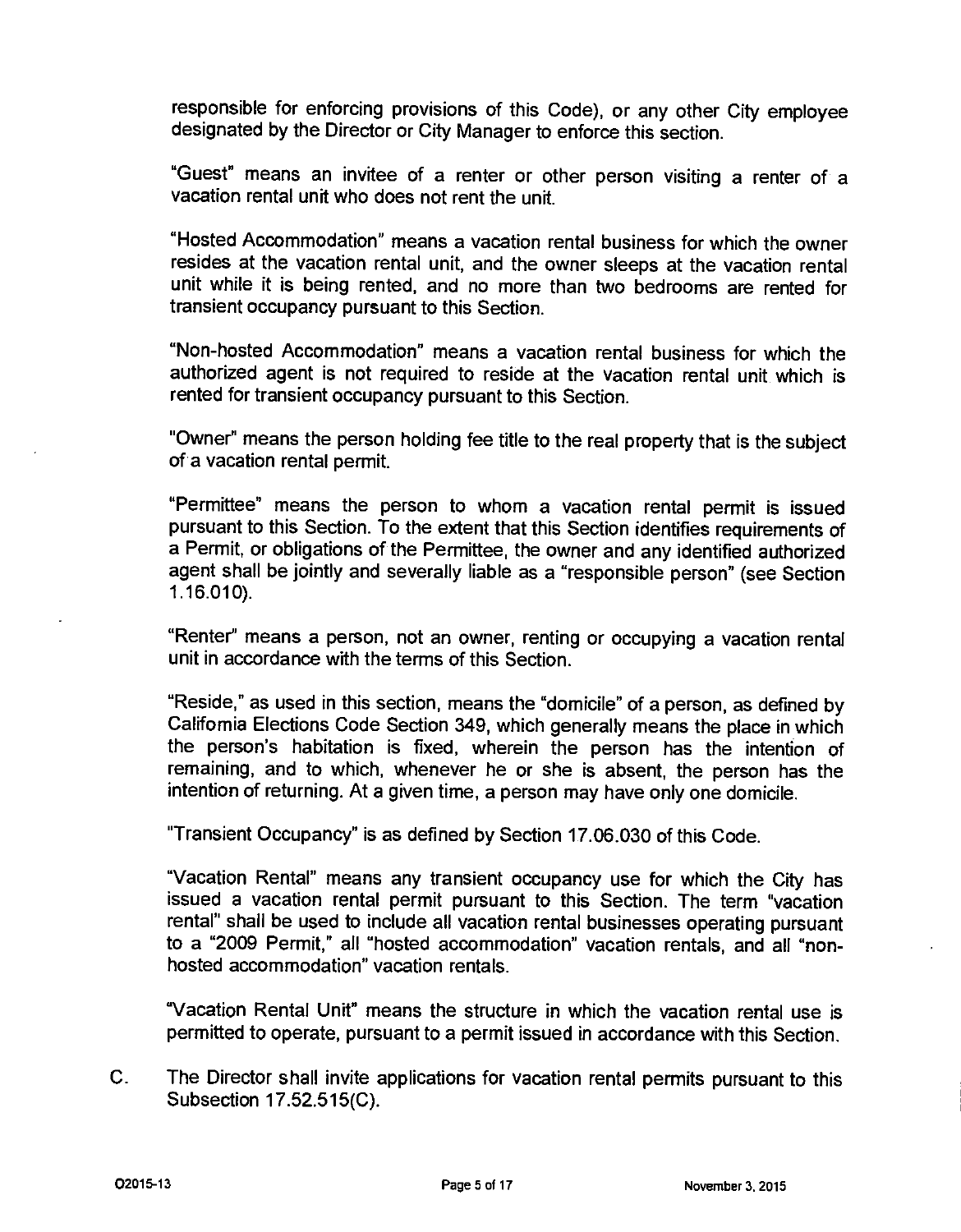responsible for enforcing provisions of this Code), or any other City employee designated by the Director or City Manager to enforce this section.

"Guest" means an invitee of a renter or other person visiting a renter of a vacation rental unit who does not rent the unit.

"Hosted Accommodation" means a vacation rental business for which the owner resides at the vacation rental unit, and the owner sleeps at the vacation rental unit while it is being rented, and no more than two bedrooms are rented for transient occupancy pursuant to this Section.

"Non-hosted Accommodation" means a vacation rental business for which the authorized agent is not required to reside at the vacation rental unit which is rented for transient occupancy pursuant to this Section.

"Owner" means the person holding fee title to the real property that is the subject of a vacation rental permit.

"Permittee" means the person to whom a vacation rental permit is issued pursuant to this Section. To the extent that this Section identifies requirements of a Permit, or obligations of the Permittee, the owner and any identified authorized agent shall be jointly and severally liable as a "responsible person" (see Section 1.16.010).

"Renter" means a person, not an owner, renting or occupying a vacation rental unit in accordance with the terms of this Section.

"Reside," as used in this section, means the "domicile" of a person, as defined by California Elections Code Section 349, which generally means the place in which the person's habitation is fixed, wherein the person has the intention of remaining, and to which, whenever he or she is absent, the person has the intention of returning. At a given time, a person may have only one domicile.

"Transient Occupancy" is as defined by Section 17.06.030 of this Code.

"Vacation Rental" means any transient occupancy use for which the City has issued a vacation rental permit pursuant to this Section. The term "vacation rental" shall be used to include all vacation rental businesses operating pursuant to a "2009 Permit," all "hosted accommodation" vacation rentals, and all "non-hosted accommodation" vacation rentals.

"Vacation Rental Unit" means the structure in which the vacation rental use is permitted to operate, pursuant to a permit issued in accordance with this Section.

C. The Director shall invite applications for vacation rental permits pursuant to this Subsection 17.52.515(C).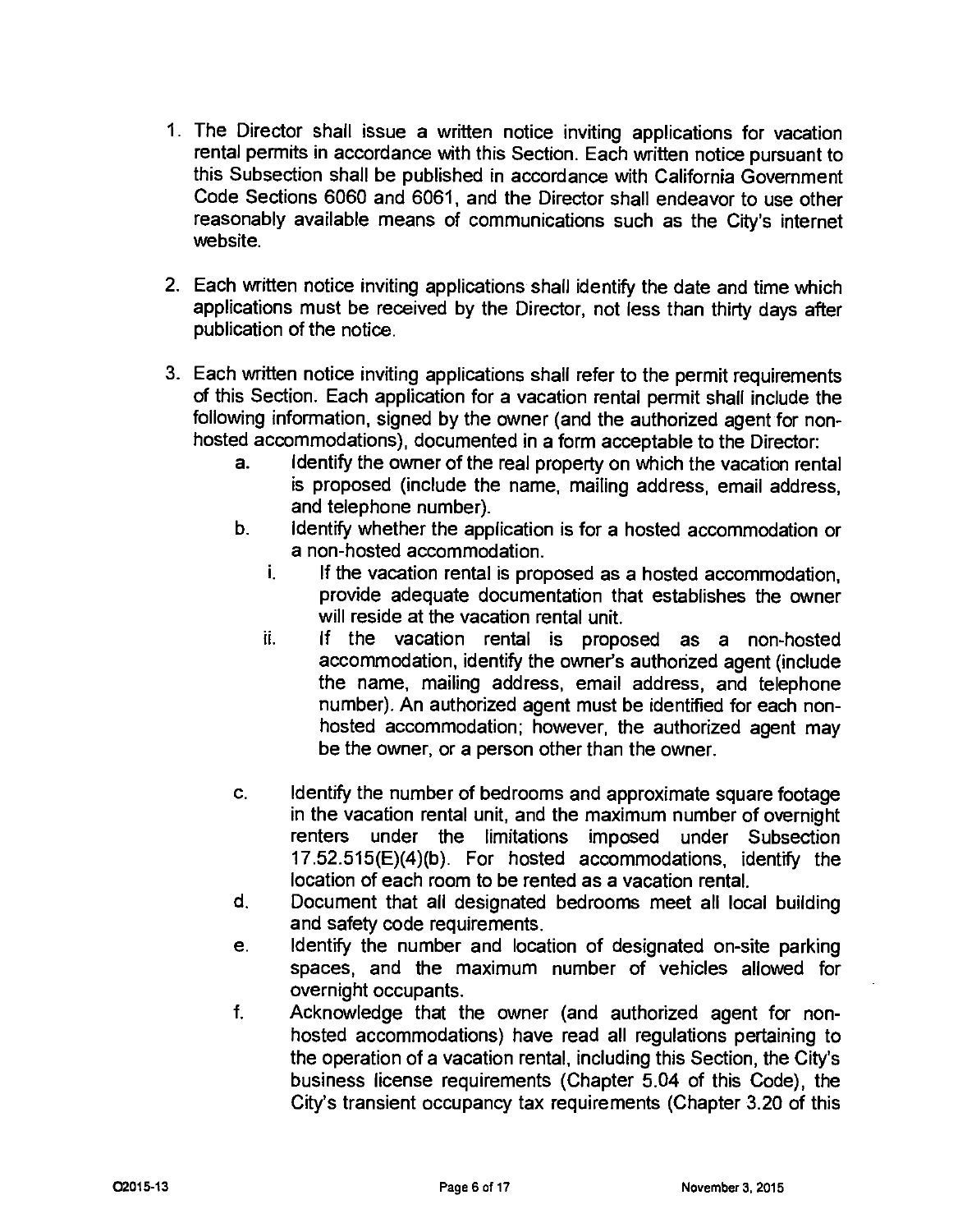1. The Director shall issue a written notice inviting applications for vacation rental permits in accordance with this Section. Each written notice pursuant to this Subsection shall be published in accordance with California Government Code Sections 6060 and 6061, and the Director shall endeavor to use other reasonably available means of communications such as the City's internet website.

2. Each written notice inviting applications shall identify the date and time which applications must be received by the Director, not less than thirty days after publication of the notice.

3. Each written notice inviting applications shall refer to the permit requirements of this Section. Each application for a vacation rental permit shall include the following information, signed by the owner (and the authorized agent for non-hosted accommodations), documented in a form acceptable to the Director:
   a. Identify the owner of the real property on which the vacation rental is proposed (include the name, mailing address, email address, and telephone number).
   b. Identify whether the application is for a hosted accommodation or a non-hosted accommodation.
      i. If the vacation rental is proposed as a hosted accommodation, provide adequate documentation that establishes the owner will reside at the vacation rental unit.
      ii. If the vacation rental is proposed as a non-hosted accommodation, identify the owner's authorized agent (include the name, mailing address, email address, and telephone number). An authorized agent must be identified for each non-hosted accommodation; however, the authorized agent may be the owner, or a person other than the owner.
   c. Identify the number of bedrooms and approximate square footage in the vacation rental unit, and the maximum number of overnight renters under the limitations imposed under Subsection 17.52.515(E)(4)(b). For hosted accommodations, identify the location of each room to be rented as a vacation rental.
   d. Document that all designated bedrooms meet all local building and safety code requirements.
   e. Identify the number and location of designated on-site parking spaces, and the maximum number of vehicles allowed for overnight occupants.
   f. Acknowledge that the owner (and authorized agent for non-hosted accommodations) have read all regulations pertaining to the operation of a vacation rental, including this Section, the City's business license requirements (Chapter 5.04 of this Code), the City's transient occupancy tax requirements (Chapter 3.20 of this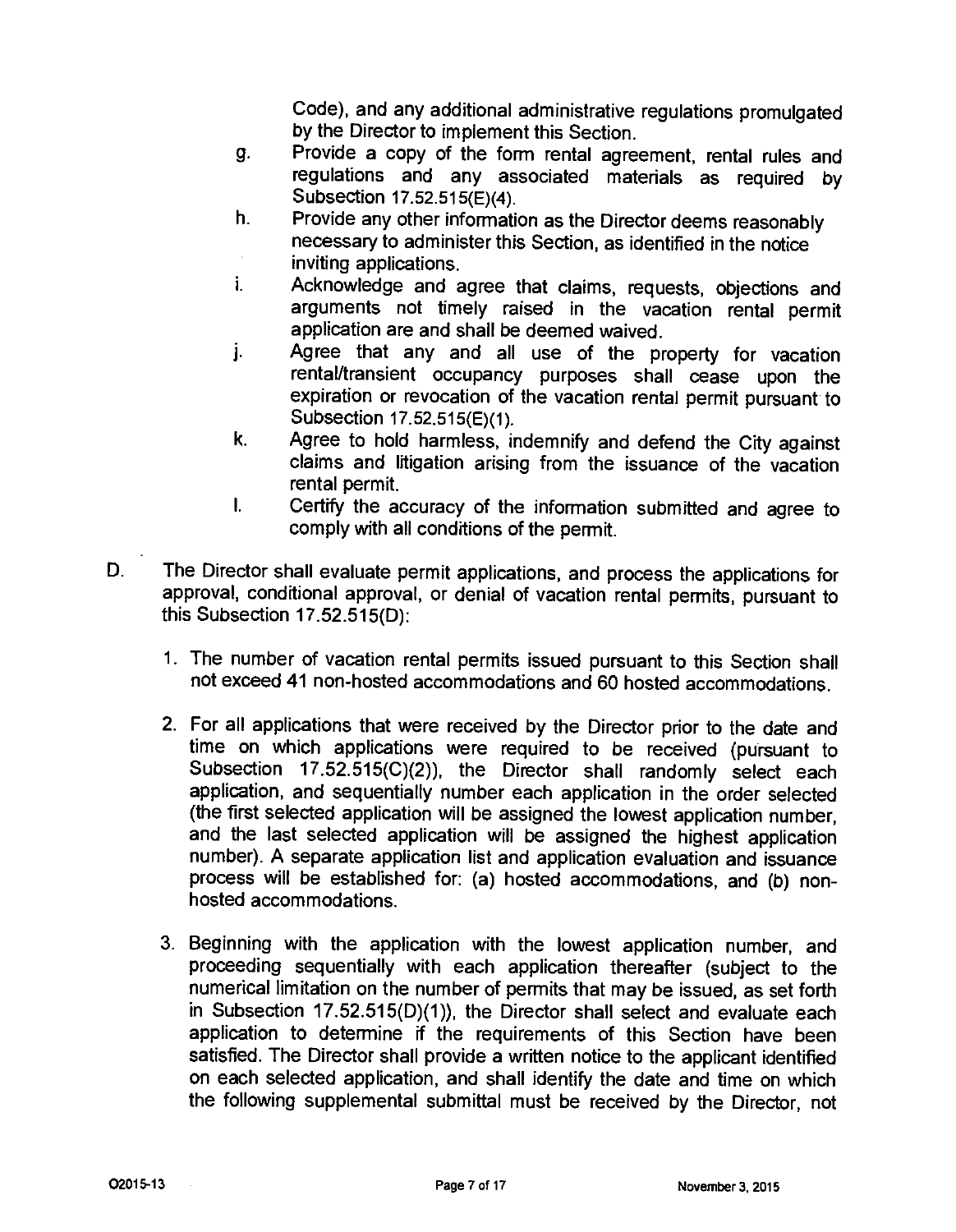Code), and any additional administrative regulations promulgated by the Director to implement this Section.

g. Provide a copy of the form rental agreement, rental rules and regulations and any associated materials as required by Subsection 17.52.515(E)(4).

h. Provide any other information as the Director deems reasonably necessary to administer this Section, as identified in the notice inviting applications.

i. Acknowledge and agree that claims, requests, objections and arguments not timely raised in the vacation rental permit application are and shall be deemed waived.

j. Agree that any and all use of the property for vacation rental/transient occupancy purposes shall cease upon the expiration or revocation of the vacation rental permit pursuant to Subsection 17.52.515(E)(1).

k. Agree to hold harmless, indemnify and defend the City against claims and litigation arising from the issuance of the vacation rental permit.

l. Certify the accuracy of the information submitted and agree to comply with all conditions of the permit.

D. The Director shall evaluate permit applications, and process the applications for approval, conditional approval, or denial of vacation rental permits, pursuant to this Subsection 17.52.515(D):

1. The number of vacation rental permits issued pursuant to this Section shall not exceed 41 non-hosted accommodations and 60 hosted accommodations.

2. For all applications that were received by the Director prior to the date and time on which applications were required to be received (pursuant to Subsection 17.52.515(C)(2)), the Director shall randomly select each application, and sequentially number each application in the order selected (the first selected application will be assigned the lowest application number, and the last selected application will be assigned the highest application number). A separate application list and application evaluation and issuance process will be established for: (a) hosted accommodations, and (b) non-hosted accommodations.

3. Beginning with the application with the lowest application number, and proceeding sequentially with each application thereafter (subject to the numerical limitation on the number of permits that may be issued, as set forth in Subsection 17.52.515(D)(1)), the Director shall select and evaluate each application to determine if the requirements of this Section have been satisfied. The Director shall provide a written notice to the applicant identified on each selected application, and shall identify the date and time on which the following supplemental submittal must be received by the Director, not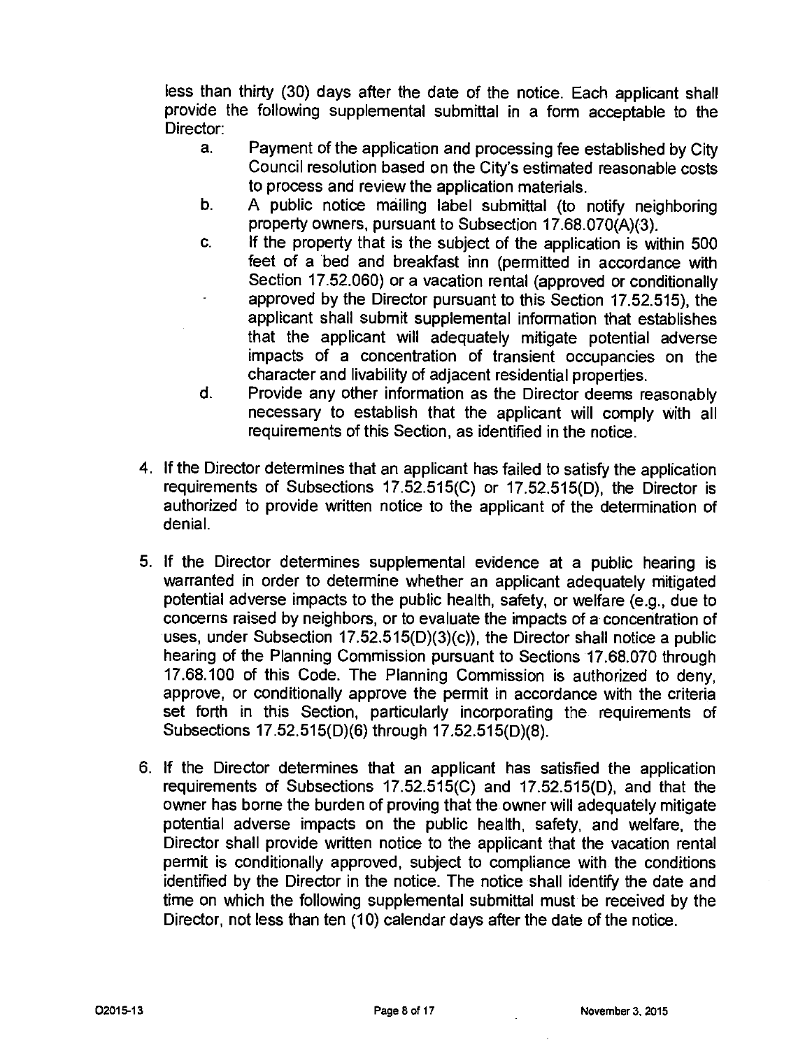less than thirty (30) days after the date of the notice. Each applicant shall provide the following supplemental submittal in a form acceptable to the Director:

   a. Payment of the application and processing fee established by City Council resolution based on the City's estimated reasonable costs to process and review the application materials.
   b. A public notice mailing label submittal (to notify neighboring property owners, pursuant to Subsection 17.68.070(A)(3).
   c. If the property that is the subject of the application is within 500 feet of a bed and breakfast inn (permitted in accordance with Section 17.52.060) or a vacation rental (approved or conditionally approved by the Director pursuant to this Section 17.52.515), the applicant shall submit supplemental information that establishes that the applicant will adequately mitigate potential adverse impacts of a concentration of transient occupancies on the character and livability of adjacent residential properties.
   d. Provide any other information as the Director deems reasonably necessary to establish that the applicant will comply with all requirements of this Section, as identified in the notice.

4. If the Director determines that an applicant has failed to satisfy the application requirements of Subsections 17.52.515(C) or 17.52.515(D), the Director is authorized to provide written notice to the applicant of the determination of denial.

5. If the Director determines supplemental evidence at a public hearing is warranted in order to determine whether an applicant adequately mitigated potential adverse impacts to the public health, safety, or welfare (e.g., due to concerns raised by neighbors, or to evaluate the impacts of a concentration of uses, under Subsection 17.52.515(D)(3)(c)), the Director shall notice a public hearing of the Planning Commission pursuant to Sections 17.68.070 through 17.68.100 of this Code. The Planning Commission is authorized to deny, approve, or conditionally approve the permit in accordance with the criteria set forth in this Section, particularly incorporating the requirements of Subsections 17.52.515(D)(6) through 17.52.515(D)(8).

6. If the Director determines that an applicant has satisfied the application requirements of Subsections 17.52.515(C) and 17.52.515(D), and that the owner has borne the burden of proving that the owner will adequately mitigate potential adverse impacts on the public health, safety, and welfare, the Director shall provide written notice to the applicant that the vacation rental permit is conditionally approved, subject to compliance with the conditions identified by the Director in the notice. The notice shall identify the date and time on which the following supplemental submittal must be received by the Director, not less than ten (10) calendar days after the date of the notice.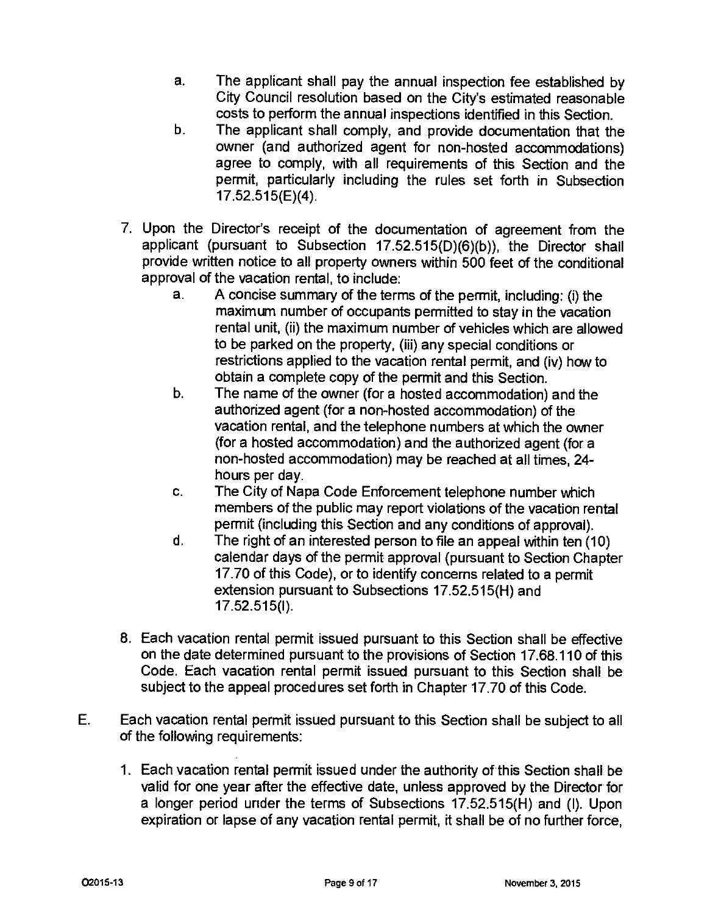a. The applicant shall pay the annual inspection fee established by City Council resolution based on the City's estimated reasonable costs to perform the annual inspections identified in this Section.

b. The applicant shall comply, and provide documentation that the owner (and authorized agent for non-hosted accommodations) agree to comply, with all requirements of this Section and the permit, particularly including the rules set forth in Subsection 17.52.515(E)(4).

7. Upon the Director's receipt of the documentation of agreement from the applicant (pursuant to Subsection 17.52.515(D)(6)(b)), the Director shall provide written notice to all property owners within 500 feet of the conditional approval of the vacation rental, to include:

   a. A concise summary of the terms of the permit, including: (i) the maximum number of occupants permitted to stay in the vacation rental unit, (ii) the maximum number of vehicles which are allowed to be parked on the property, (iii) any special conditions or restrictions applied to the vacation rental permit, and (iv) how to obtain a complete copy of the permit and this Section.

   b. The name of the owner (for a hosted accommodation) and the authorized agent (for a non-hosted accommodation) of the vacation rental, and the telephone numbers at which the owner (for a hosted accommodation) and the authorized agent (for a non-hosted accommodation) may be reached at all times, 24-hours per day.

   c. The City of Napa Code Enforcement telephone number which members of the public may report violations of the vacation rental permit (including this Section and any conditions of approval).

   d. The right of an interested person to file an appeal within ten (10) calendar days of the permit approval (pursuant to Section Chapter 17.70 of this Code), or to identify concerns related to a permit extension pursuant to Subsections 17.52.515(H) and 17.52.515(I).

8. Each vacation rental permit issued pursuant to this Section shall be effective on the date determined pursuant to the provisions of Section 17.68.110 of this Code. Each vacation rental permit issued pursuant to this Section shall be subject to the appeal procedures set forth in Chapter 17.70 of this Code.

E. Each vacation rental permit issued pursuant to this Section shall be subject to all of the following requirements:

1. Each vacation rental permit issued under the authority of this Section shall be valid for one year after the effective date, unless approved by the Director for a longer period under the terms of Subsections 17.52.515(H) and (I). Upon expiration or lapse of any vacation rental permit, it shall be of no further force,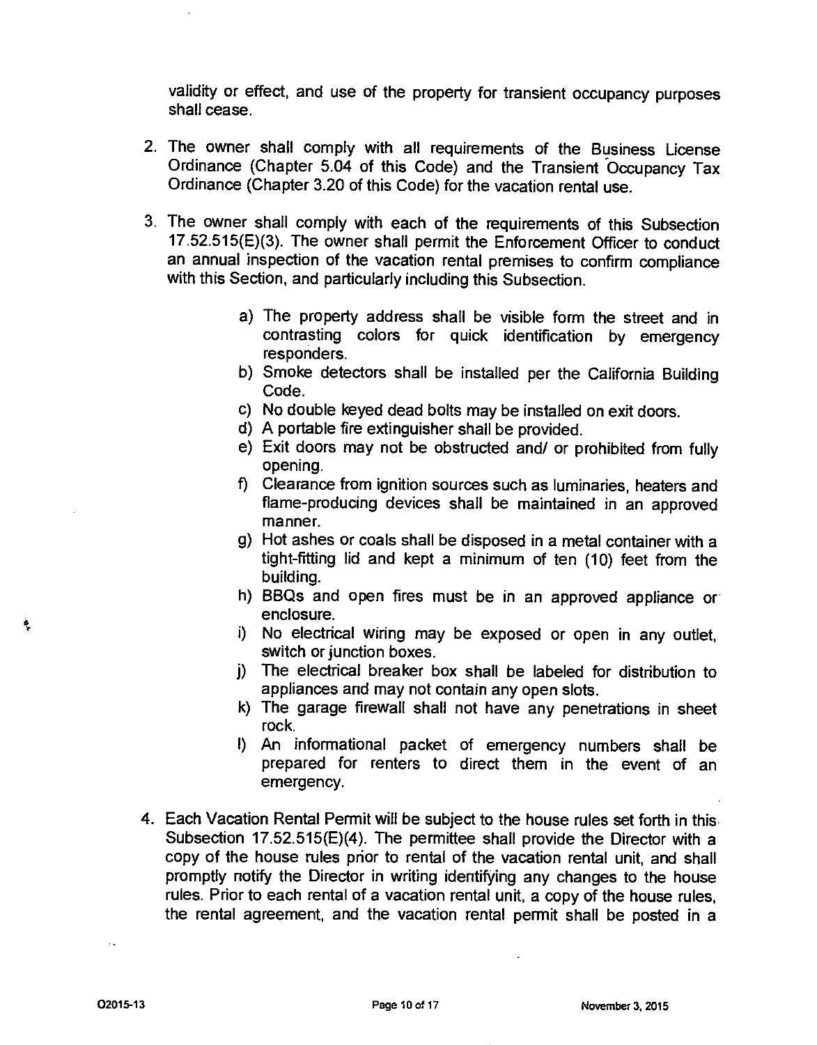validity or effect, and use of the property for transient occupancy purposes shall cease.

2. The owner shall comply with all requirements of the Business License Ordinance (Chapter 5.04 of this Code) and the Transient Occupancy Tax Ordinance (Chapter 3.20 of this Code) for the vacation rental use.

3. The owner shall comply with each of the requirements of this Subsection 17.52.515(E)(3). The owner shall permit the Enforcement Officer to conduct an annual inspection of the vacation rental premises to confirm compliance with this Section, and particularly including this Subsection.

   a) The property address shall be visible form the street and in contrasting colors for quick identification by emergency responders.
   b) Smoke detectors shall be installed per the California Building Code.
   c) No double keyed dead bolts may be installed on exit doors.
   d) A portable fire extinguisher shall be provided.
   e) Exit doors may not be obstructed and/ or prohibited from fully opening.
   f) Clearance from ignition sources such as luminaries, heaters and flame-producing devices shall be maintained in an approved manner.
   g) Hot ashes or coals shall be disposed in a metal container with a tight-fitting lid and kept a minimum of ten (10) feet from the building.
   h) BBQs and open fires must be in an approved appliance or enclosure.
   i) No electrical wiring may be exposed or open in any outlet, switch or junction boxes.
   j) The electrical breaker box shall be labeled for distribution to appliances and may not contain any open slots.
   k) The garage firewall shall not have any penetrations in sheet rock.
   l) An informational packet of emergency numbers shall be prepared for renters to direct them in the event of an emergency.

4. Each Vacation Rental Permit will be subject to the house rules set forth in this Subsection 17.52.515(E)(4). The permittee shall provide the Director with a copy of the house rules prior to rental of the vacation rental unit, and shall promptly notify the Director in writing identifying any changes to the house rules. Prior to each rental of a vacation rental unit, a copy of the house rules, the rental agreement, and the vacation rental permit shall be posted in a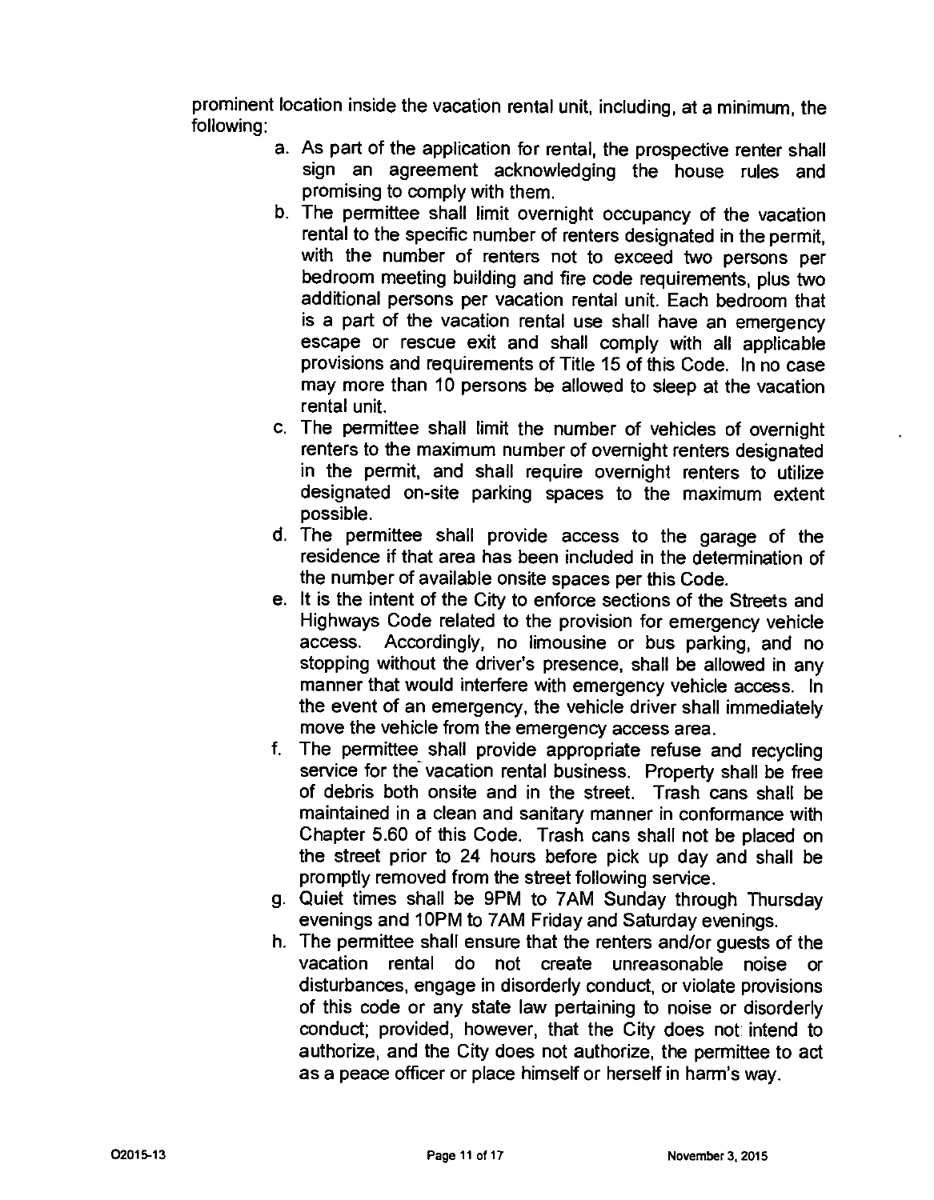prominent location inside the vacation rental unit, including, at a minimum, the following:

a. As part of the application for rental, the prospective renter shall sign an agreement acknowledging the house rules and promising to comply with them.
b. The permittee shall limit overnight occupancy of the vacation rental to the specific number of renters designated in the permit, with the number of renters not to exceed two persons per bedroom meeting building and fire code requirements, plus two additional persons per vacation rental unit. Each bedroom that is a part of the vacation rental use shall have an emergency escape or rescue exit and shall comply with all applicable provisions and requirements of Title 15 of this Code. In no case may more than 10 persons be allowed to sleep at the vacation rental unit.
c. The permittee shall limit the number of vehicles of overnight renters to the maximum number of overnight renters designated in the permit, and shall require overnight renters to utilize designated on-site parking spaces to the maximum extent possible.
d. The permittee shall provide access to the garage of the residence if that area has been included in the determination of the number of available onsite spaces per this Code.
e. It is the intent of the City to enforce sections of the Streets and Highways Code related to the provision for emergency vehicle access. Accordingly, no limousine or bus parking, and no stopping without the driver's presence, shall be allowed in any manner that would interfere with emergency vehicle access. In the event of an emergency, the vehicle driver shall immediately move the vehicle from the emergency access area.
f. The permittee shall provide appropriate refuse and recycling service for the vacation rental business. Property shall be free of debris both onsite and in the street. Trash cans shall be maintained in a clean and sanitary manner in conformance with Chapter 5.60 of this Code. Trash cans shall not be placed on the street prior to 24 hours before pick up day and shall be promptly removed from the street following service.
g. Quiet times shall be 9PM to 7AM Sunday through Thursday evenings and 10PM to 7AM Friday and Saturday evenings.
h. The permittee shall ensure that the renters and/or guests of the vacation rental do not create unreasonable noise or disturbances, engage in disorderly conduct, or violate provisions of this code or any state law pertaining to noise or disorderly conduct; provided, however, that the City does not intend to authorize, and the City does not authorize, the permittee to act as a peace officer or place himself or herself in harm's way.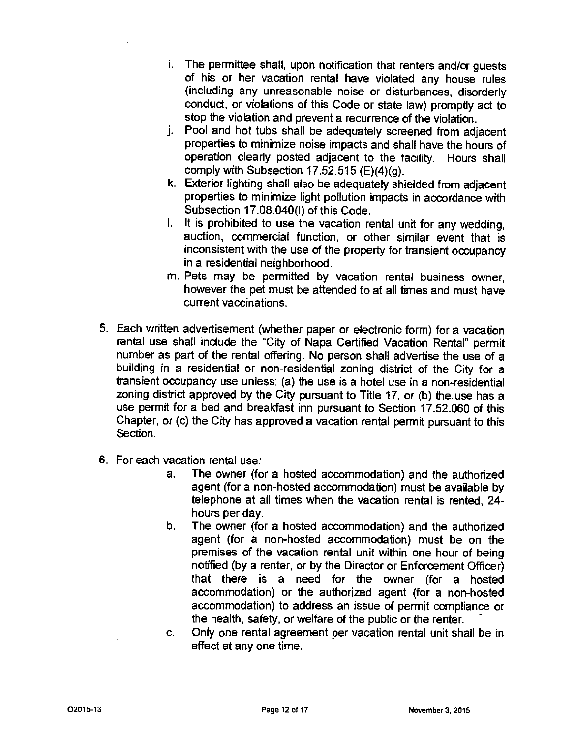i. The permittee shall, upon notification that renters and/or guests of his or her vacation rental have violated any house rules (including any unreasonable noise or disturbances, disorderly conduct, or violations of this Code or state law) promptly act to stop the violation and prevent a recurrence of the violation.

j. Pool and hot tubs shall be adequately screened from adjacent properties to minimize noise impacts and shall have the hours of operation clearly posted adjacent to the facility. Hours shall comply with Subsection 17.52.515 (E)(4)(g).

k. Exterior lighting shall also be adequately shielded from adjacent properties to minimize light pollution impacts in accordance with Subsection 17.08.040(I) of this Code.

l. It is prohibited to use the vacation rental unit for any wedding, auction, commercial function, or other similar event that is inconsistent with the use of the property for transient occupancy in a residential neighborhood.

m. Pets may be permitted by vacation rental business owner, however the pet must be attended to at all times and must have current vaccinations.

5. Each written advertisement (whether paper or electronic form) for a vacation rental use shall include the "City of Napa Certified Vacation Rental" permit number as part of the rental offering. No person shall advertise the use of a building in a residential or non-residential zoning district of the City for a transient occupancy use unless: (a) the use is a hotel use in a non-residential zoning district approved by the City pursuant to Title 17, or (b) the use has a use permit for a bed and breakfast inn pursuant to Section 17.52.060 of this Chapter, or (c) the City has approved a vacation rental permit pursuant to this Section.

6. For each vacation rental use:

   a. The owner (for a hosted accommodation) and the authorized agent (for a non-hosted accommodation) must be available by telephone at all times when the vacation rental is rented, 24-hours per day.

   b. The owner (for a hosted accommodation) and the authorized agent (for a non-hosted accommodation) must be on the premises of the vacation rental unit within one hour of being notified (by a renter, or by the Director or Enforcement Officer) that there is a need for the owner (for a hosted accommodation) or the authorized agent (for a non-hosted accommodation) to address an issue of permit compliance or the health, safety, or welfare of the public or the renter.

   c. Only one rental agreement per vacation rental unit shall be in effect at any one time.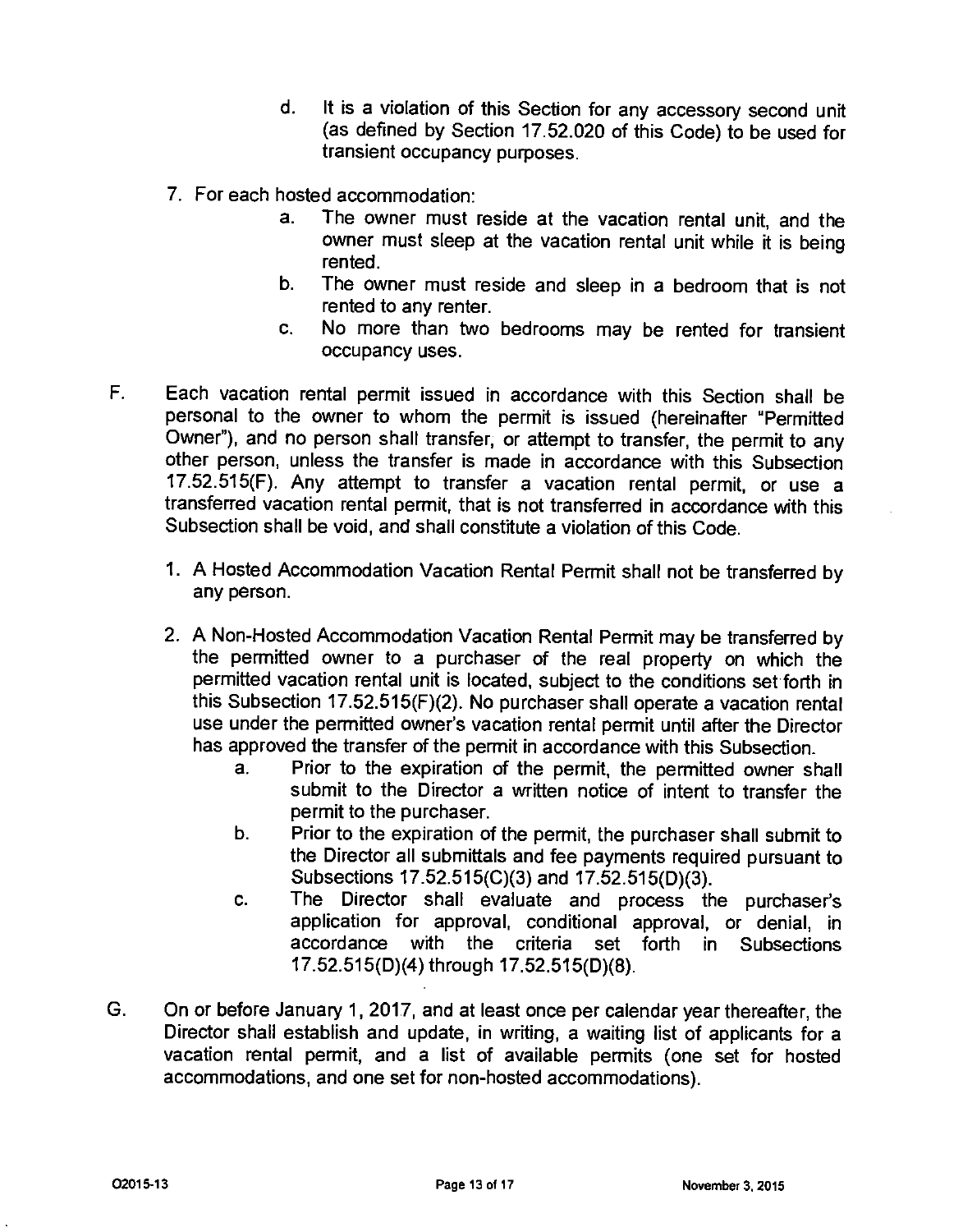d. It is a violation of this Section for any accessory second unit (as defined by Section 17.52.020 of this Code) to be used for transient occupancy purposes.

7. For each hosted accommodation:
   a. The owner must reside at the vacation rental unit, and the owner must sleep at the vacation rental unit while it is being rented.
   b. The owner must reside and sleep in a bedroom that is not rented to any renter.
   c. No more than two bedrooms may be rented for transient occupancy uses.

F. Each vacation rental permit issued in accordance with this Section shall be personal to the owner to whom the permit is issued (hereinafter "Permitted Owner"), and no person shall transfer, or attempt to transfer, the permit to any other person, unless the transfer is made in accordance with this Subsection 17.52.515(F). Any attempt to transfer a vacation rental permit, or use a transferred vacation rental permit, that is not transferred in accordance with this Subsection shall be void, and shall constitute a violation of this Code.

   1. A Hosted Accommodation Vacation Rental Permit shall not be transferred by any person.

   2. A Non-Hosted Accommodation Vacation Rental Permit may be transferred by the permitted owner to a purchaser of the real property on which the permitted vacation rental unit is located, subject to the conditions set forth in this Subsection 17.52.515(F)(2). No purchaser shall operate a vacation rental use under the permitted owner's vacation rental permit until after the Director has approved the transfer of the permit in accordance with this Subsection.
      a. Prior to the expiration of the permit, the permitted owner shall submit to the Director a written notice of intent to transfer the permit to the purchaser.
      b. Prior to the expiration of the permit, the purchaser shall submit to the Director all submittals and fee payments required pursuant to Subsections 17.52.515(C)(3) and 17.52.515(D)(3).
      c. The Director shall evaluate and process the purchaser's application for approval, conditional approval, or denial, in accordance with the criteria set forth in Subsections 17.52.515(D)(4) through 17.52.515(D)(8).

G. On or before January 1, 2017, and at least once per calendar year thereafter, the Director shall establish and update, in writing, a waiting list of applicants for a vacation rental permit, and a list of available permits (one set for hosted accommodations, and one set for non-hosted accommodations).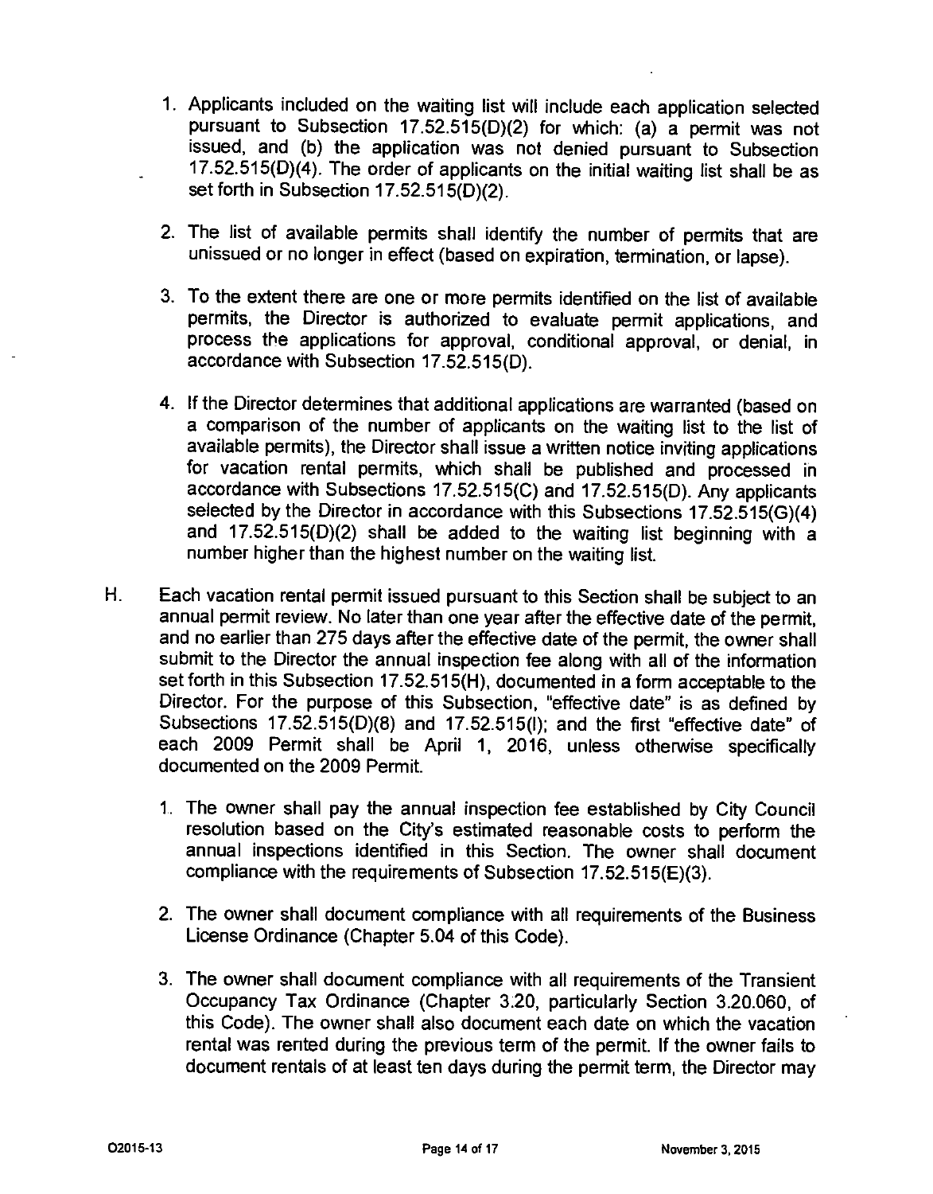1. Applicants included on the waiting list will include each application selected pursuant to Subsection 17.52.515(D)(2) for which: (a) a permit was not issued, and (b) the application was not denied pursuant to Subsection 17.52.515(D)(4). The order of applicants on the initial waiting list shall be as set forth in Subsection 17.52.515(D)(2).

2. The list of available permits shall identify the number of permits that are unissued or no longer in effect (based on expiration, termination, or lapse).

3. To the extent there are one or more permits identified on the list of available permits, the Director is authorized to evaluate permit applications, and process the applications for approval, conditional approval, or denial, in accordance with Subsection 17.52.515(D).

4. If the Director determines that additional applications are warranted (based on a comparison of the number of applicants on the waiting list to the list of available permits), the Director shall issue a written notice inviting applications for vacation rental permits, which shall be published and processed in accordance with Subsections 17.52.515(C) and 17.52.515(D). Any applicants selected by the Director in accordance with this Subsections 17.52.515(G)(4) and 17.52.515(D)(2) shall be added to the waiting list beginning with a number higher than the highest number on the waiting list.

H. Each vacation rental permit issued pursuant to this Section shall be subject to an annual permit review. No later than one year after the effective date of the permit, and no earlier than 275 days after the effective date of the permit, the owner shall submit to the Director the annual inspection fee along with all of the information set forth in this Subsection 17.52.515(H), documented in a form acceptable to the Director. For the purpose of this Subsection, "effective date" is as defined by Subsections 17.52.515(D)(8) and 17.52.515(I); and the first "effective date" of each 2009 Permit shall be April 1, 2016, unless otherwise specifically documented on the 2009 Permit.

   1. The owner shall pay the annual inspection fee established by City Council resolution based on the City's estimated reasonable costs to perform the annual inspections identified in this Section. The owner shall document compliance with the requirements of Subsection 17.52.515(E)(3).

   2. The owner shall document compliance with all requirements of the Business License Ordinance (Chapter 5.04 of this Code).

   3. The owner shall document compliance with all requirements of the Transient Occupancy Tax Ordinance (Chapter 3.20, particularly Section 3.20.060, of this Code). The owner shall also document each date on which the vacation rental was rented during the previous term of the permit. If the owner fails to document rentals of at least ten days during the permit term, the Director may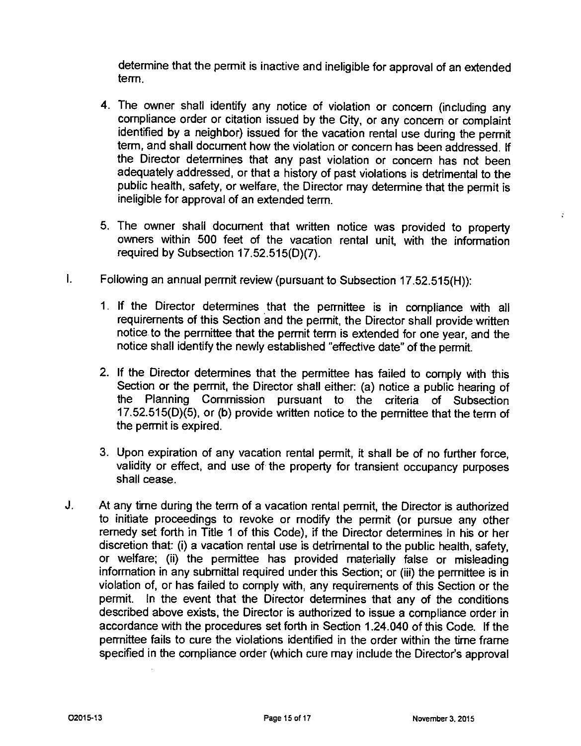determine that the permit is inactive and ineligible for approval of an extended term.

4. The owner shall identify any notice of violation or concern (including any compliance order or citation issued by the City, or any concern or complaint identified by a neighbor) issued for the vacation rental use during the permit term, and shall document how the violation or concern has been addressed. If the Director determines that any past violation or concern has not been adequately addressed, or that a history of past violations is detrimental to the public health, safety, or welfare, the Director may determine that the permit is ineligible for approval of an extended term.

5. The owner shall document that written notice was provided to property owners within 500 feet of the vacation rental unit, with the information required by Subsection 17.52.515(D)(7).

I. Following an annual permit review (pursuant to Subsection 17.52.515(H)):

1. If the Director determines that the permittee is in compliance with all requirements of this Section and the permit, the Director shall provide written notice to the permittee that the permit term is extended for one year, and the notice shall identify the newly established "effective date" of the permit.

2. If the Director determines that the permittee has failed to comply with this Section or the permit, the Director shall either: (a) notice a public hearing of the Planning Commission pursuant to the criteria of Subsection 17.52.515(D)(5), or (b) provide written notice to the permittee that the term of the permit is expired.

3. Upon expiration of any vacation rental permit, it shall be of no further force, validity or effect, and use of the property for transient occupancy purposes shall cease.

J. At any time during the term of a vacation rental permit, the Director is authorized to initiate proceedings to revoke or modify the permit (or pursue any other remedy set forth in Title 1 of this Code), if the Director determines in his or her discretion that: (i) a vacation rental use is detrimental to the public health, safety, or welfare; (ii) the permittee has provided materially false or misleading information in any submittal required under this Section; or (iii) the permittee is in violation of, or has failed to comply with, any requirements of this Section or the permit. In the event that the Director determines that any of the conditions described above exists, the Director is authorized to issue a compliance order in accordance with the procedures set forth in Section 1.24.040 of this Code. If the permittee fails to cure the violations identified in the order within the time frame specified in the compliance order (which cure may include the Director's approval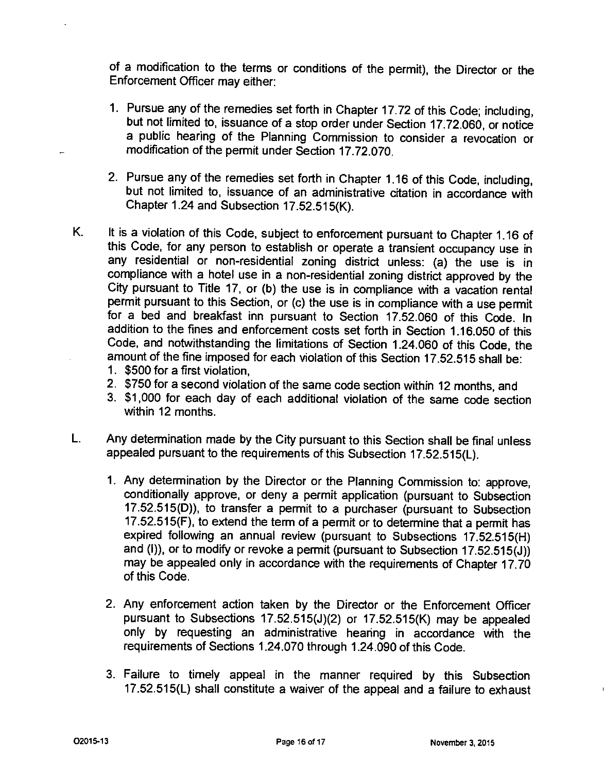of a modification to the terms or conditions of the permit), the Director or the Enforcement Officer may either:

1. Pursue any of the remedies set forth in Chapter 17.72 of this Code; including, but not limited to, issuance of a stop order under Section 17.72.060, or notice a public hearing of the Planning Commission to consider a revocation or modification of the permit under Section 17.72.070.

2. Pursue any of the remedies set forth in Chapter 1.16 of this Code, including, but not limited to, issuance of an administrative citation in accordance with Chapter 1.24 and Subsection 17.52.515(K).

K. It is a violation of this Code, subject to enforcement pursuant to Chapter 1.16 of this Code, for any person to establish or operate a transient occupancy use in any residential or non-residential zoning district unless: (a) the use is in compliance with a hotel use in a non-residential zoning district approved by the City pursuant to Title 17, or (b) the use is in compliance with a vacation rental permit pursuant to this Section, or (c) the use is in compliance with a use permit for a bed and breakfast inn pursuant to Section 17.52.060 of this Code. In addition to the fines and enforcement costs set forth in Section 1.16.050 of this Code, and notwithstanding the limitations of Section 1.24.060 of this Code, the amount of the fine imposed for each violation of this Section 17.52.515 shall be:
   1. $500 for a first violation,
   2. $750 for a second violation of the same code section within 12 months, and
   3. $1,000 for each day of each additional violation of the same code section within 12 months.

L. Any determination made by the City pursuant to this Section shall be final unless appealed pursuant to the requirements of this Subsection 17.52.515(L).

1. Any determination by the Director or the Planning Commission to: approve, conditionally approve, or deny a permit application (pursuant to Subsection 17.52.515(D)), to transfer a permit to a purchaser (pursuant to Subsection 17.52.515(F), to extend the term of a permit or to determine that a permit has expired following an annual review (pursuant to Subsections 17.52.515(H) and (I)), or to modify or revoke a permit (pursuant to Subsection 17.52.515(J)) may be appealed only in accordance with the requirements of Chapter 17.70 of this Code.

2. Any enforcement action taken by the Director or the Enforcement Officer pursuant to Subsections 17.52.515(J)(2) or 17.52.515(K) may be appealed only by requesting an administrative hearing in accordance with the requirements of Sections 1.24.070 through 1.24.090 of this Code.

3. Failure to timely appeal in the manner required by this Subsection 17.52.515(L) shall constitute a waiver of the appeal and a failure to exhaust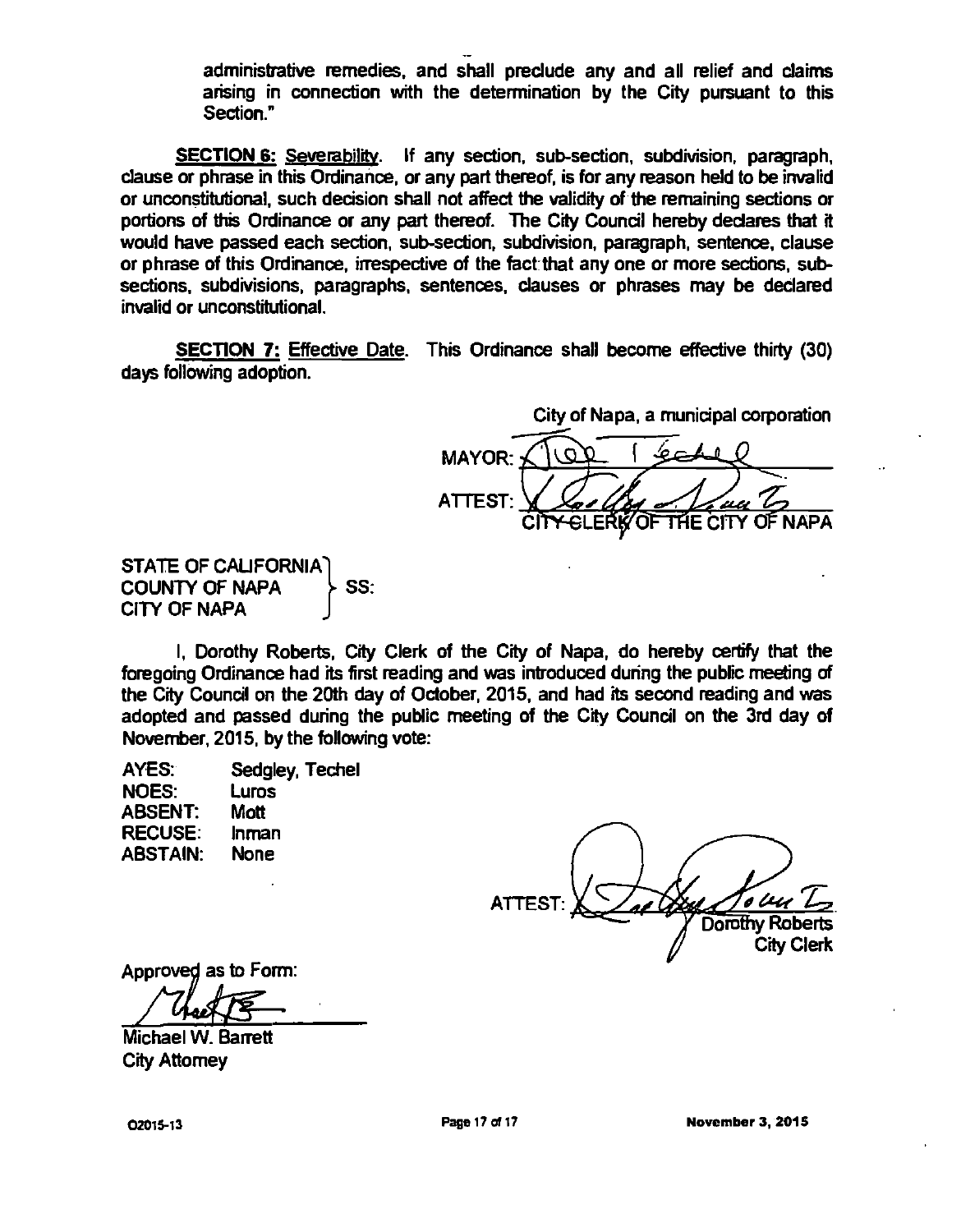administrative remedies, and shall preclude any and all relief and claims arising in connection with the determination by the City pursuant to this Section."

**SECTION 6:** Severability. If any section, sub-section, subdivision, paragraph, clause or phrase in this Ordinance, or any part thereof, is for any reason held to be invalid or unconstitutional, such decision shall not affect the validity of the remaining sections or portions of this Ordinance or any part thereof. The City Council hereby declares that it would have passed each section, sub-section, subdivision, paragraph, sentence, clause or phrase of this Ordinance, irrespective of the fact that any one or more sections, sub-sections, subdivisions, paragraphs, sentences, clauses or phrases may be declared invalid or unconstitutional.

**SECTION 7:** Effective Date. This Ordinance shall become effective thirty (30) days following adoption.

City of Napa, a municipal corporation

MAYOR: ______________________

ATTEST: ______________________
CITY CLERK OF THE CITY OF NAPA

STATE OF CALIFORNIA
COUNTY OF NAPA } SS:
CITY OF NAPA

I, Dorothy Roberts, City Clerk of the City of Napa, do hereby certify that the foregoing Ordinance had its first reading and was introduced during the public meeting of the City Council on the 20th day of October, 2015, and had its second reading and was adopted and passed during the public meeting of the City Council on the 3rd day of November, 2015, by the following vote:

| | |
|---|---|
| AYES: | Sedgley, Techel |
| NOES: | Luros |
| ABSENT: | Mott |
| RECUSE: | Inman |
| ABSTAIN: | None |

ATTEST: ______________________
Dorothy Roberts
City Clerk

Approved as to Form:

______________________
Michael W. Barrett
City Attorney

O2015-13

November 3, 2015